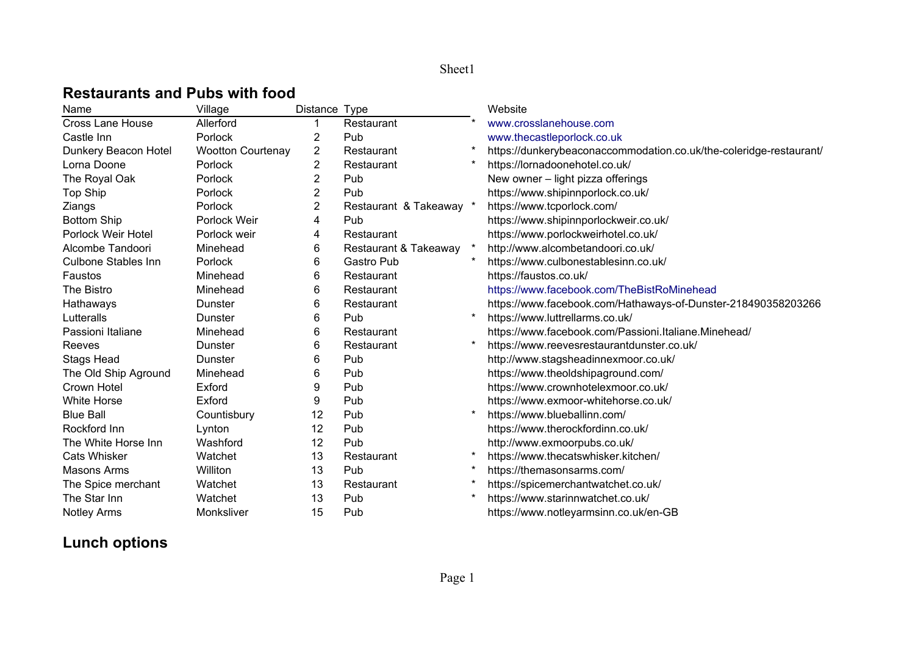## Restaurants and Pubs with food

| Name | Village | Distance | Type | | Website |
|---|---|---|---|---|---|
| Cross Lane House | Allerford | 1 | Restaurant | * | www.crosslanehouse.com |
| Castle Inn | Porlock | 2 | Pub | | www.thecastleporlock.co.uk |
| Dunkery Beacon Hotel | Wootton Courtenay | 2 | Restaurant | * | https://dunkerybeaconaccommodation.co.uk/the-coleridge-restaurant/ |
| Lorna Doone | Porlock | 2 | Restaurant | * | https://lornadoonehotel.co.uk/ |
| The Royal Oak | Porlock | 2 | Pub | | New owner – light pizza offerings |
| Top Ship | Porlock | 2 | Pub | | https://www.shipinnporlock.co.uk/ |
| Ziangs | Porlock | 2 | Restaurant & Takeaway | * | https://www.tcporlock.com/ |
| Bottom Ship | Porlock Weir | 4 | Pub | | https://www.shipinnporlockweir.co.uk/ |
| Porlock Weir Hotel | Porlock weir | 4 | Restaurant | | https://www.porlockweirhotel.co.uk/ |
| Alcombe Tandoori | Minehead | 6 | Restaurant & Takeaway | * | http://www.alcombetandoori.co.uk/ |
| Culbone Stables Inn | Porlock | 6 | Gastro Pub | * | https://www.culbonestablesinn.co.uk/ |
| Faustos | Minehead | 6 | Restaurant | | https://faustos.co.uk/ |
| The Bistro | Minehead | 6 | Restaurant | | https://www.facebook.com/TheBistRoMinehead |
| Hathaways | Dunster | 6 | Restaurant | | https://www.facebook.com/Hathaways-of-Dunster-218490358203266 |
| Lutteralls | Dunster | 6 | Pub | * | https://www.luttrellarms.co.uk/ |
| Passioni Italiane | Minehead | 6 | Restaurant | | https://www.facebook.com/Passioni.Italiane.Minehead/ |
| Reeves | Dunster | 6 | Restaurant | * | https://www.reevesrestaurantdunster.co.uk/ |
| Stags Head | Dunster | 6 | Pub | | http://www.stagsheadinnexmoor.co.uk/ |
| The Old Ship Aground | Minehead | 6 | Pub | | https://www.theoldshipaground.com/ |
| Crown Hotel | Exford | 9 | Pub | | https://www.crownhotelexmoor.co.uk/ |
| White Horse | Exford | 9 | Pub | | https://www.exmoor-whitehorse.co.uk/ |
| Blue Ball | Countisbury | 12 | Pub | * | https://www.blueballinn.com/ |
| Rockford Inn | Lynton | 12 | Pub | | https://www.therockfordinn.co.uk/ |
| The White Horse Inn | Washford | 12 | Pub | | http://www.exmoorpubs.co.uk/ |
| Cats Whisker | Watchet | 13 | Restaurant | * | https://www.thecatswhisker.kitchen/ |
| Masons Arms | Williton | 13 | Pub | * | https://themasonsarms.com/ |
| The Spice merchant | Watchet | 13 | Restaurant | * | https://spicemerchantwatchet.co.uk/ |
| The Star Inn | Watchet | 13 | Pub | * | https://www.starinnwatchet.co.uk/ |
| Notley Arms | Monksliver | 15 | Pub | | https://www.notleyarmsinn.co.uk/en-GB |

## Lunch options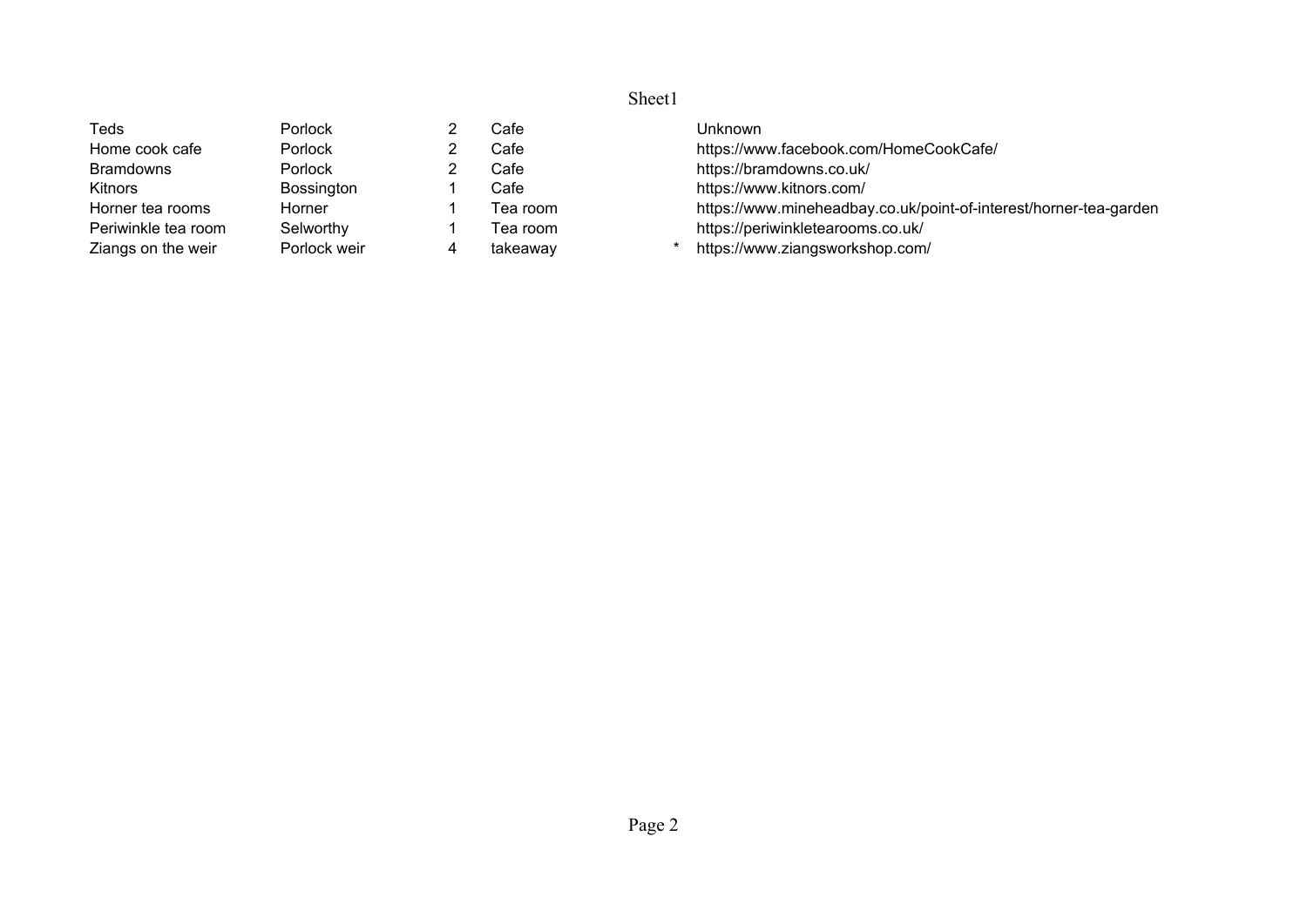| | | | | | |
|---|---|---|---|---|---|
| Teds | Porlock | 2 | Cafe | | Unknown |
| Home cook cafe | Porlock | 2 | Cafe | | https://www.facebook.com/HomeCookCafe/ |
| Bramdowns | Porlock | 2 | Cafe | | https://bramdowns.co.uk/ |
| Kitnors | Bossington | 1 | Cafe | | https://www.kitnors.com/ |
| Horner tea rooms | Horner | 1 | Tea room | | https://www.mineheadbay.co.uk/point-of-interest/horner-tea-garden |
| Periwinkle tea room | Selworthy | 1 | Tea room | | https://periwinkletearooms.co.uk/ |
| Ziangs on the weir | Porlock weir | 4 | takeaway | * | https://www.ziangsworkshop.com/ |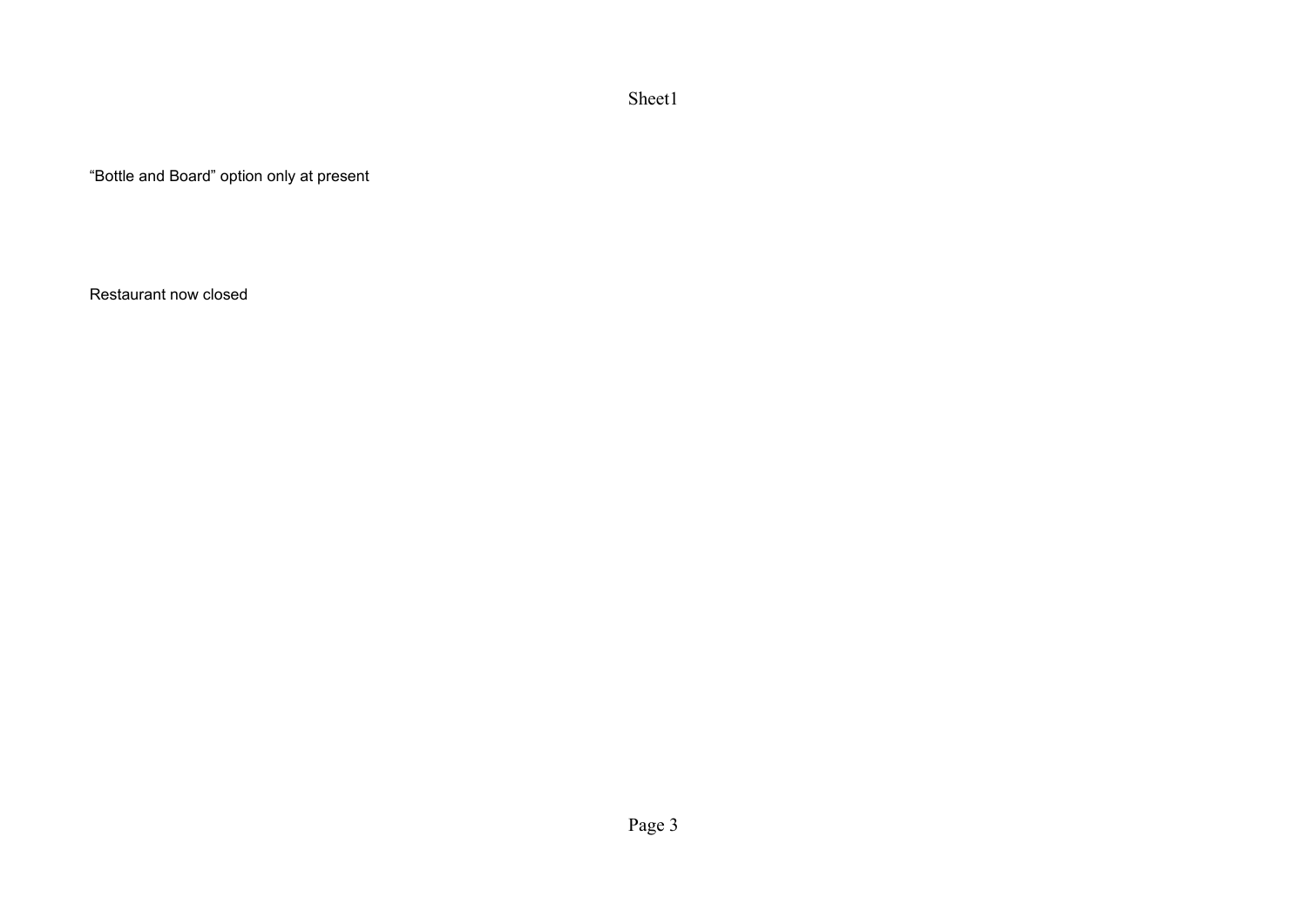“Bottle and Board” option only at present

Restaurant now closed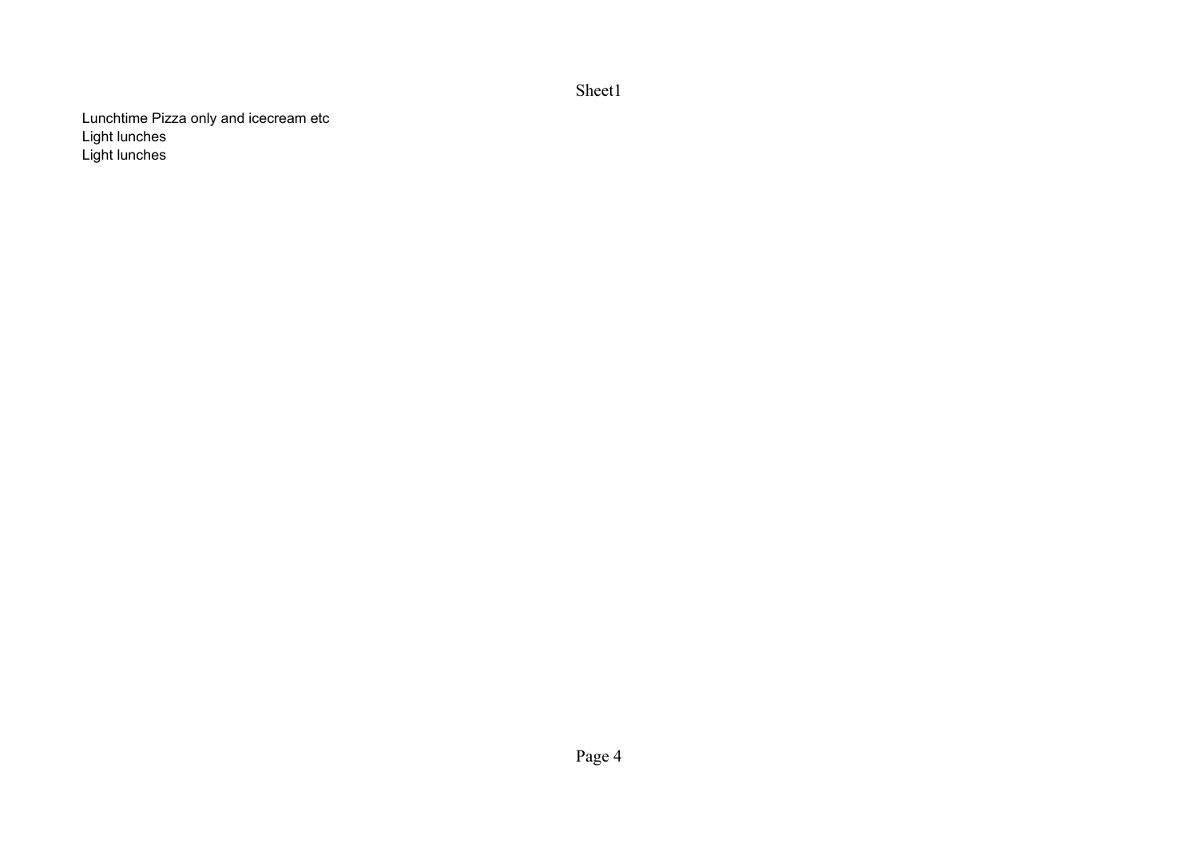Lunchtime Pizza only and icecream etc
Light lunches
Light lunches